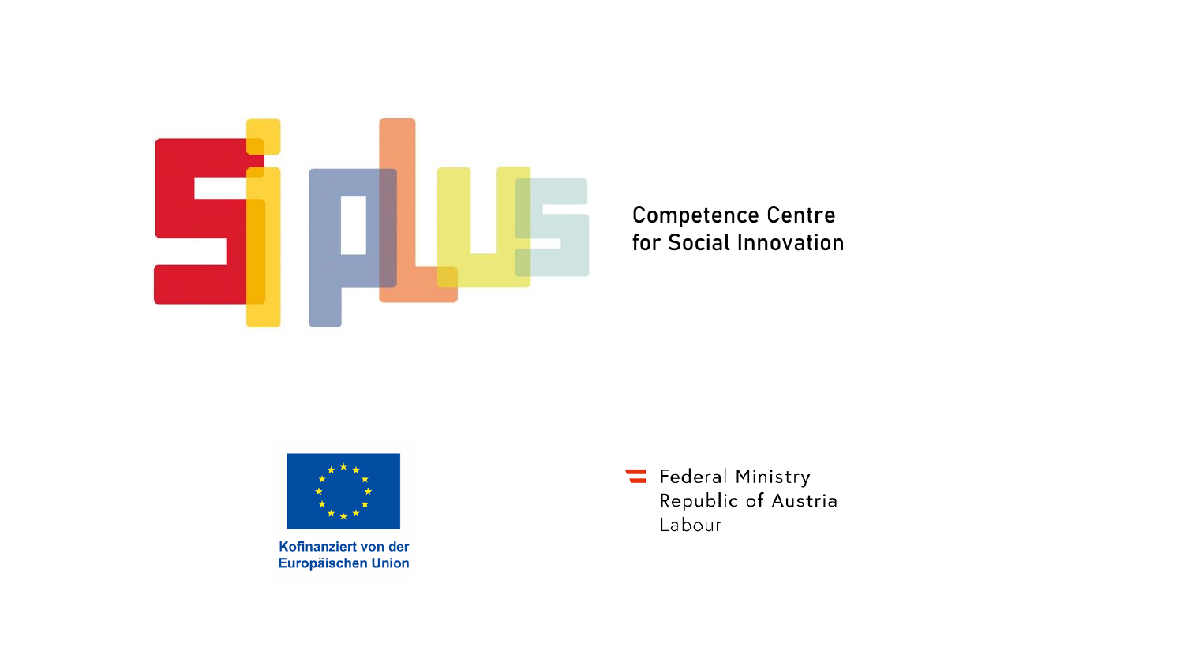Competence Centre
for Social Innovation

Kofinanziert von der
Europäischen Union

Federal Ministry
Republic of Austria
Labour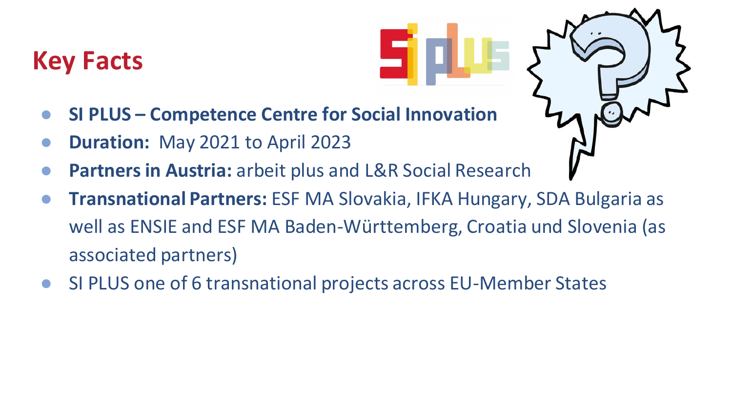# Key Facts

- **SI PLUS – Competence Centre for Social Innovation**
- **Duration:** May 2021 to April 2023
- **Partners in Austria:** arbeit plus and L&R Social Research
- **Transnational Partners:** ESF MA Slovakia, IFKA Hungary, SDA Bulgaria as well as ENSIE and ESF MA Baden-Württemberg, Croatia und Slovenia (as associated partners)
- SI PLUS one of 6 transnational projects across EU-Member States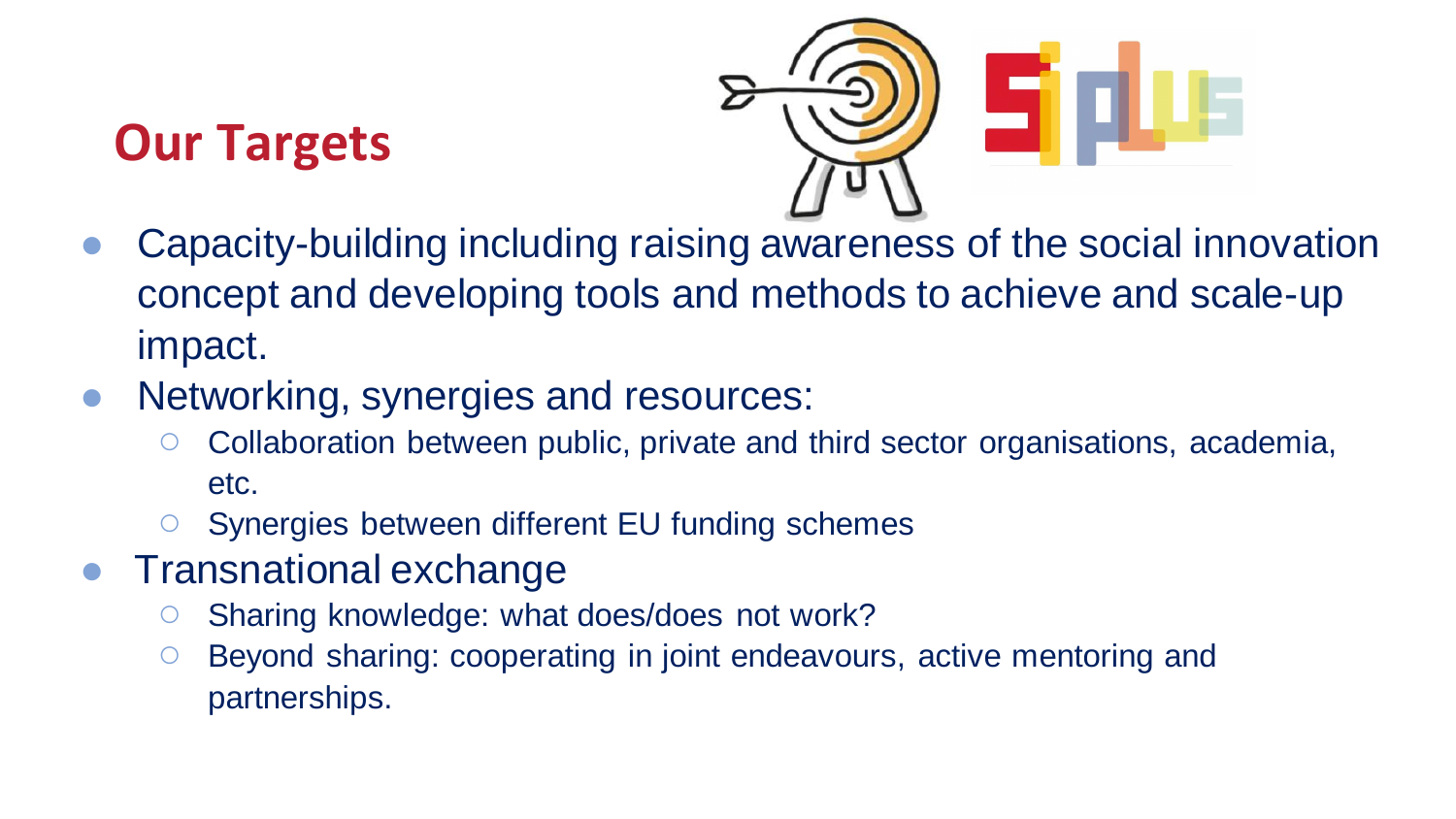# Our Targets

- Capacity-building including raising awareness of the social innovation concept and developing tools and methods to achieve and scale-up impact.
- Networking, synergies and resources:
  - Collaboration between public, private and third sector organisations, academia, etc.
  - Synergies between different EU funding schemes
- Transnational exchange
  - Sharing knowledge: what does/does not work?
  - Beyond sharing: cooperating in joint endeavours, active mentoring and partnerships.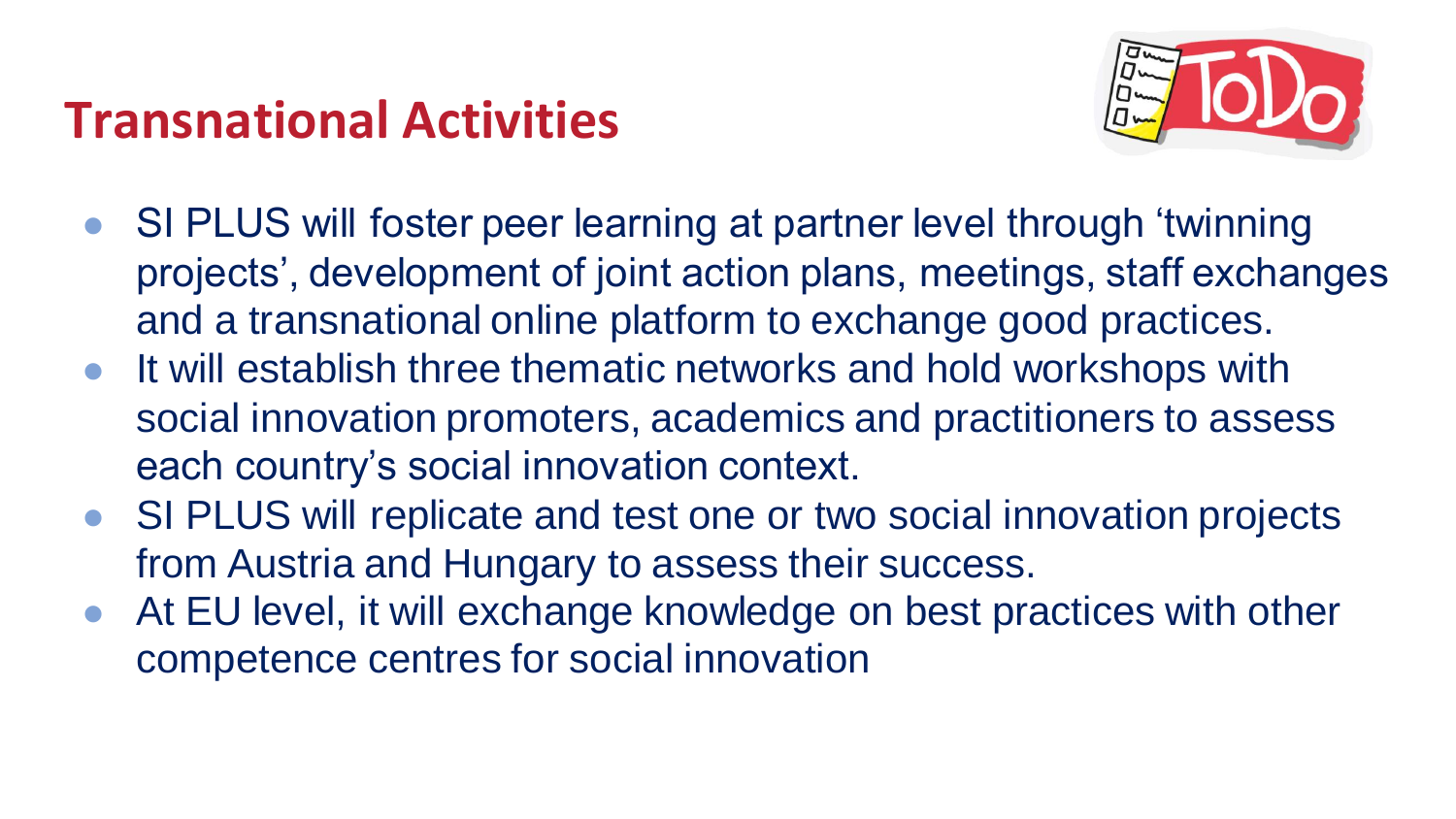# Transnational Activities

- SI PLUS will foster peer learning at partner level through 'twinning projects', development of joint action plans, meetings, staff exchanges and a transnational online platform to exchange good practices.
- It will establish three thematic networks and hold workshops with social innovation promoters, academics and practitioners to assess each country's social innovation context.
- SI PLUS will replicate and test one or two social innovation projects from Austria and Hungary to assess their success.
- At EU level, it will exchange knowledge on best practices with other competence centres for social innovation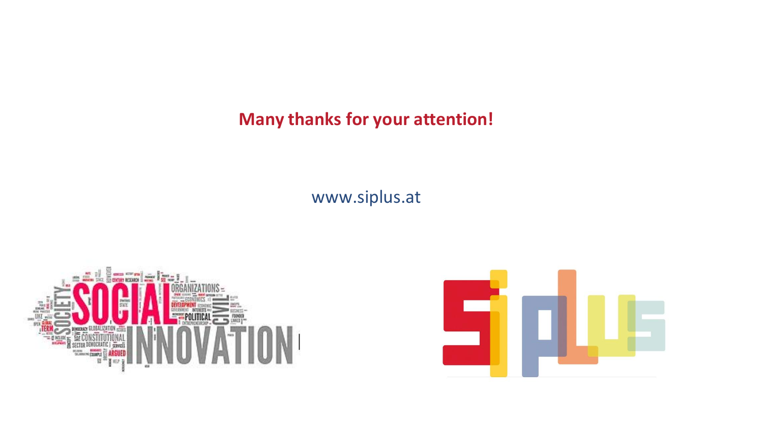**Many thanks for your attention!**

www.siplus.at